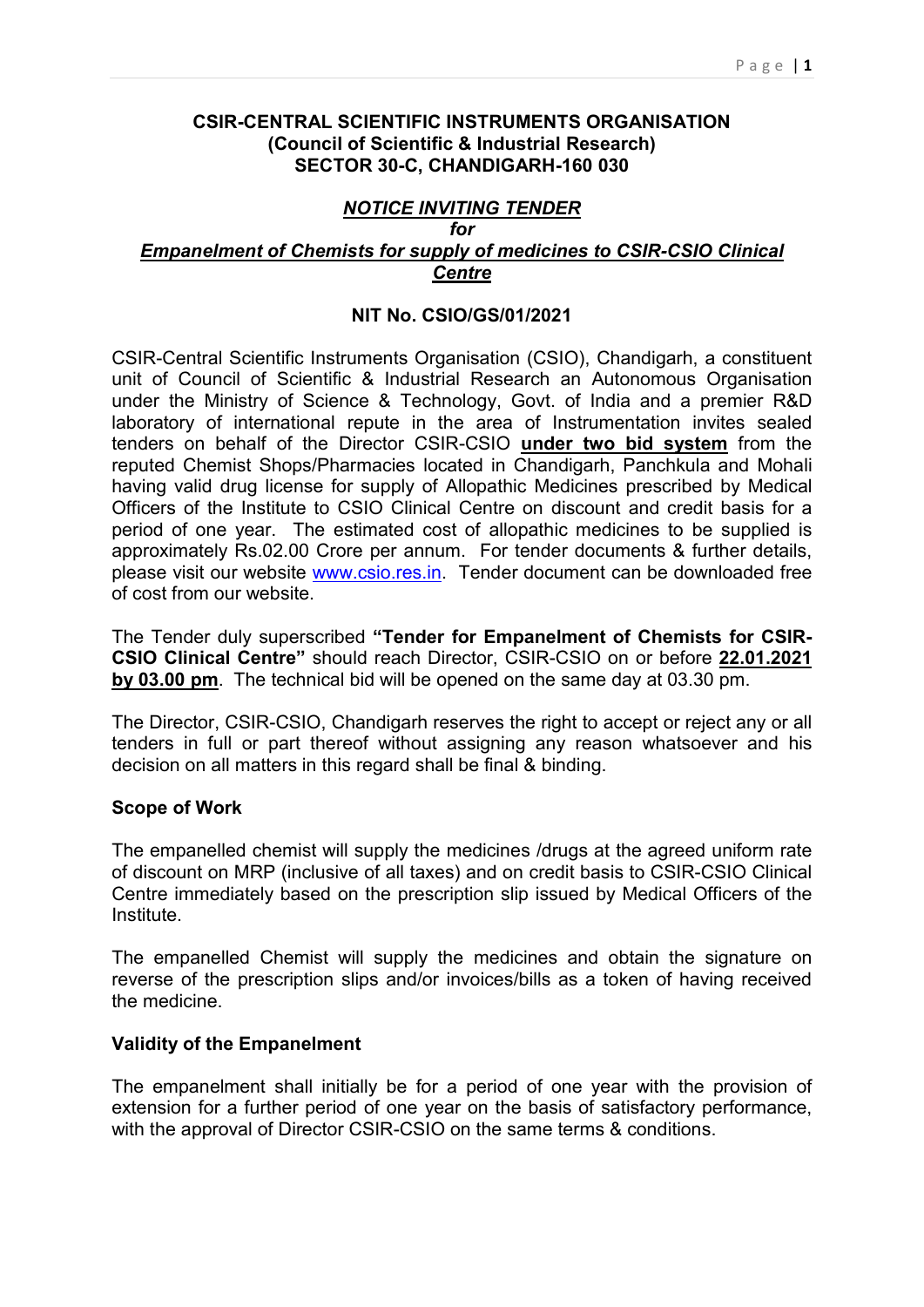**CSIR-CENTRAL SCIENTIFIC INSTRUMENTS ORGANISATION**
**(Council of Scientific & Industrial Research)**
**SECTOR 30-C, CHANDIGARH-160 030**

***NOTICE INVITING TENDER***
***for***
***Empanelment of Chemists for supply of medicines to CSIR-CSIO Clinical Centre***

**NIT No. CSIO/GS/01/2021**

CSIR-Central Scientific Instruments Organisation (CSIO), Chandigarh, a constituent unit of Council of Scientific & Industrial Research an Autonomous Organisation under the Ministry of Science & Technology, Govt. of India and a premier R&D laboratory of international repute in the area of Instrumentation invites sealed tenders on behalf of the Director CSIR-CSIO **under two bid system** from the reputed Chemist Shops/Pharmacies located in Chandigarh, Panchkula and Mohali having valid drug license for supply of Allopathic Medicines prescribed by Medical Officers of the Institute to CSIO Clinical Centre on discount and credit basis for a period of one year. The estimated cost of allopathic medicines to be supplied is approximately Rs.02.00 Crore per annum. For tender documents & further details, please visit our website www.csio.res.in. Tender document can be downloaded free of cost from our website.

The Tender duly superscribed **"Tender for Empanelment of Chemists for CSIR-CSIO Clinical Centre"** should reach Director, CSIR-CSIO on or before **22.01.2021 by 03.00 pm**. The technical bid will be opened on the same day at 03.30 pm.

The Director, CSIR-CSIO, Chandigarh reserves the right to accept or reject any or all tenders in full or part thereof without assigning any reason whatsoever and his decision on all matters in this regard shall be final & binding.

### Scope of Work

The empanelled chemist will supply the medicines /drugs at the agreed uniform rate of discount on MRP (inclusive of all taxes) and on credit basis to CSIR-CSIO Clinical Centre immediately based on the prescription slip issued by Medical Officers of the Institute.

The empanelled Chemist will supply the medicines and obtain the signature on reverse of the prescription slips and/or invoices/bills as a token of having received the medicine.

### Validity of the Empanelment

The empanelment shall initially be for a period of one year with the provision of extension for a further period of one year on the basis of satisfactory performance, with the approval of Director CSIR-CSIO on the same terms & conditions.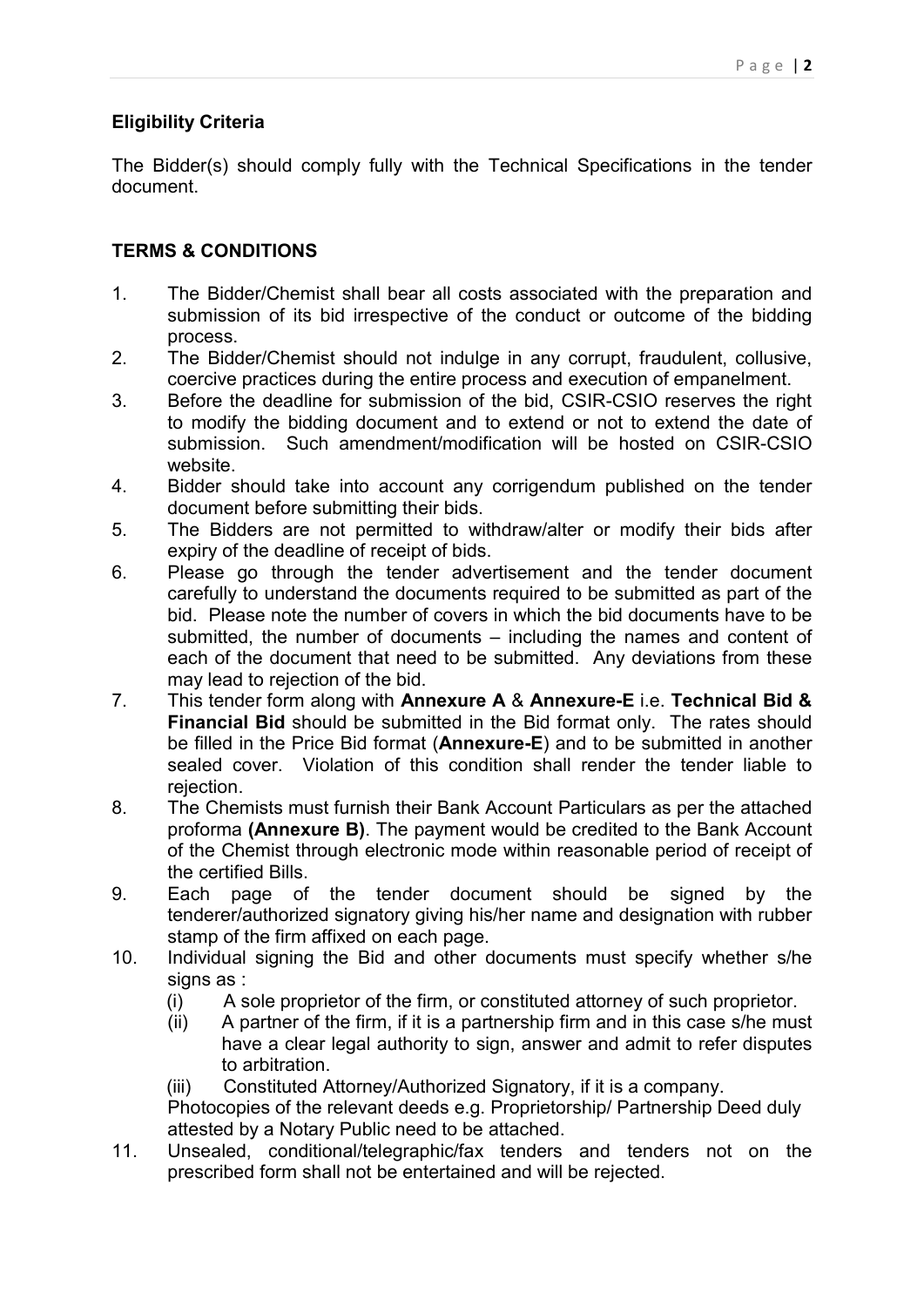**Eligibility Criteria**

The Bidder(s) should comply fully with the Technical Specifications in the tender document.

**TERMS & CONDITIONS**

1. The Bidder/Chemist shall bear all costs associated with the preparation and submission of its bid irrespective of the conduct or outcome of the bidding process.
2. The Bidder/Chemist should not indulge in any corrupt, fraudulent, collusive, coercive practices during the entire process and execution of empanelment.
3. Before the deadline for submission of the bid, CSIR-CSIO reserves the right to modify the bidding document and to extend or not to extend the date of submission. Such amendment/modification will be hosted on CSIR-CSIO website.
4. Bidder should take into account any corrigendum published on the tender document before submitting their bids.
5. The Bidders are not permitted to withdraw/alter or modify their bids after expiry of the deadline of receipt of bids.
6. Please go through the tender advertisement and the tender document carefully to understand the documents required to be submitted as part of the bid. Please note the number of covers in which the bid documents have to be submitted, the number of documents – including the names and content of each of the document that need to be submitted. Any deviations from these may lead to rejection of the bid.
7. This tender form along with **Annexure A** & **Annexure-E** i.e. **Technical Bid & Financial Bid** should be submitted in the Bid format only. The rates should be filled in the Price Bid format (**Annexure-E**) and to be submitted in another sealed cover. Violation of this condition shall render the tender liable to rejection.
8. The Chemists must furnish their Bank Account Particulars as per the attached proforma **(Annexure B)**. The payment would be credited to the Bank Account of the Chemist through electronic mode within reasonable period of receipt of the certified Bills.
9. Each page of the tender document should be signed by the tenderer/authorized signatory giving his/her name and designation with rubber stamp of the firm affixed on each page.
10. Individual signing the Bid and other documents must specify whether s/he signs as :
    (i) A sole proprietor of the firm, or constituted attorney of such proprietor.
    (ii) A partner of the firm, if it is a partnership firm and in this case s/he must have a clear legal authority to sign, answer and admit to refer disputes to arbitration.
    (iii) Constituted Attorney/Authorized Signatory, if it is a company.
    Photocopies of the relevant deeds e.g. Proprietorship/ Partnership Deed duly attested by a Notary Public need to be attached.
11. Unsealed, conditional/telegraphic/fax tenders and tenders not on the prescribed form shall not be entertained and will be rejected.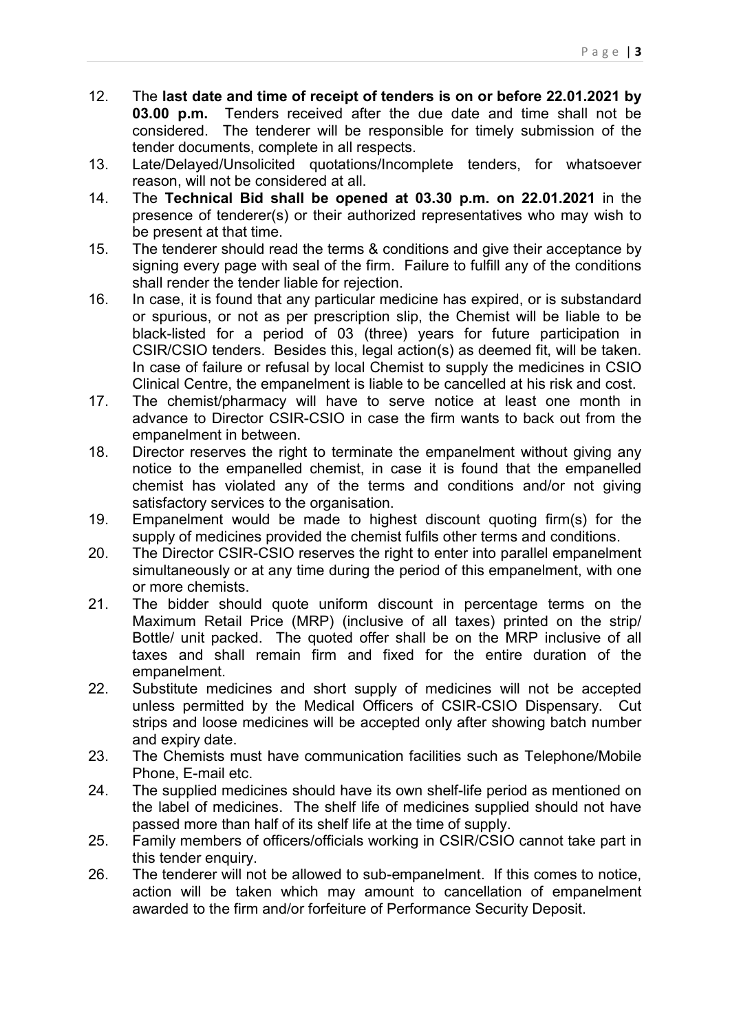12. The **last date and time of receipt of tenders is on or before 22.01.2021 by 03.00 p.m.** Tenders received after the due date and time shall not be considered. The tenderer will be responsible for timely submission of the tender documents, complete in all respects.
13. Late/Delayed/Unsolicited quotations/Incomplete tenders, for whatsoever reason, will not be considered at all.
14. The **Technical Bid shall be opened at 03.30 p.m. on 22.01.2021** in the presence of tenderer(s) or their authorized representatives who may wish to be present at that time.
15. The tenderer should read the terms & conditions and give their acceptance by signing every page with seal of the firm. Failure to fulfill any of the conditions shall render the tender liable for rejection.
16. In case, it is found that any particular medicine has expired, or is substandard or spurious, or not as per prescription slip, the Chemist will be liable to be black-listed for a period of 03 (three) years for future participation in CSIR/CSIO tenders. Besides this, legal action(s) as deemed fit, will be taken. In case of failure or refusal by local Chemist to supply the medicines in CSIO Clinical Centre, the empanelment is liable to be cancelled at his risk and cost.
17. The chemist/pharmacy will have to serve notice at least one month in advance to Director CSIR-CSIO in case the firm wants to back out from the empanelment in between.
18. Director reserves the right to terminate the empanelment without giving any notice to the empanelled chemist, in case it is found that the empanelled chemist has violated any of the terms and conditions and/or not giving satisfactory services to the organisation.
19. Empanelment would be made to highest discount quoting firm(s) for the supply of medicines provided the chemist fulfils other terms and conditions.
20. The Director CSIR-CSIO reserves the right to enter into parallel empanelment simultaneously or at any time during the period of this empanelment, with one or more chemists.
21. The bidder should quote uniform discount in percentage terms on the Maximum Retail Price (MRP) (inclusive of all taxes) printed on the strip/ Bottle/ unit packed. The quoted offer shall be on the MRP inclusive of all taxes and shall remain firm and fixed for the entire duration of the empanelment.
22. Substitute medicines and short supply of medicines will not be accepted unless permitted by the Medical Officers of CSIR-CSIO Dispensary. Cut strips and loose medicines will be accepted only after showing batch number and expiry date.
23. The Chemists must have communication facilities such as Telephone/Mobile Phone, E-mail etc.
24. The supplied medicines should have its own shelf-life period as mentioned on the label of medicines. The shelf life of medicines supplied should not have passed more than half of its shelf life at the time of supply.
25. Family members of officers/officials working in CSIR/CSIO cannot take part in this tender enquiry.
26. The tenderer will not be allowed to sub-empanelment. If this comes to notice, action will be taken which may amount to cancellation of empanelment awarded to the firm and/or forfeiture of Performance Security Deposit.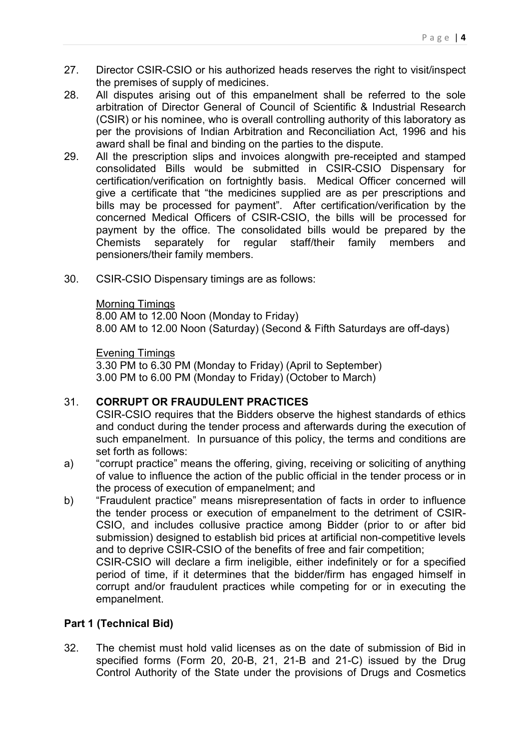27. Director CSIR-CSIO or his authorized heads reserves the right to visit/inspect the premises of supply of medicines.
28. All disputes arising out of this empanelment shall be referred to the sole arbitration of Director General of Council of Scientific & Industrial Research (CSIR) or his nominee, who is overall controlling authority of this laboratory as per the provisions of Indian Arbitration and Reconciliation Act, 1996 and his award shall be final and binding on the parties to the dispute.
29. All the prescription slips and invoices alongwith pre-receipted and stamped consolidated Bills would be submitted in CSIR-CSIO Dispensary for certification/verification on fortnightly basis. Medical Officer concerned will give a certificate that "the medicines supplied are as per prescriptions and bills may be processed for payment". After certification/verification by the concerned Medical Officers of CSIR-CSIO, the bills will be processed for payment by the office. The consolidated bills would be prepared by the Chemists separately for regular staff/their family members and pensioners/their family members.
30. CSIR-CSIO Dispensary timings are as follows:

    Morning Timings
    8.00 AM to 12.00 Noon (Monday to Friday)
    8.00 AM to 12.00 Noon (Saturday) (Second & Fifth Saturdays are off-days)

    Evening Timings
    3.30 PM to 6.30 PM (Monday to Friday) (April to September)
    3.00 PM to 6.00 PM (Monday to Friday) (October to March)

31. **CORRUPT OR FRAUDULENT PRACTICES**
    CSIR-CSIO requires that the Bidders observe the highest standards of ethics and conduct during the tender process and afterwards during the execution of such empanelment. In pursuance of this policy, the terms and conditions are set forth as follows:

a) "corrupt practice" means the offering, giving, receiving or soliciting of anything of value to influence the action of the public official in the tender process or in the process of execution of empanelment; and

b) "Fraudulent practice" means misrepresentation of facts in order to influence the tender process or execution of empanelment to the detriment of CSIR-CSIO, and includes collusive practice among Bidder (prior to or after bid submission) designed to establish bid prices at artificial non-competitive levels and to deprive CSIR-CSIO of the benefits of free and fair competition;
   CSIR-CSIO will declare a firm ineligible, either indefinitely or for a specified period of time, if it determines that the bidder/firm has engaged himself in corrupt and/or fraudulent practices while competing for or in executing the empanelment.

**Part 1 (Technical Bid)**

32. The chemist must hold valid licenses as on the date of submission of Bid in specified forms (Form 20, 20-B, 21, 21-B and 21-C) issued by the Drug Control Authority of the State under the provisions of Drugs and Cosmetics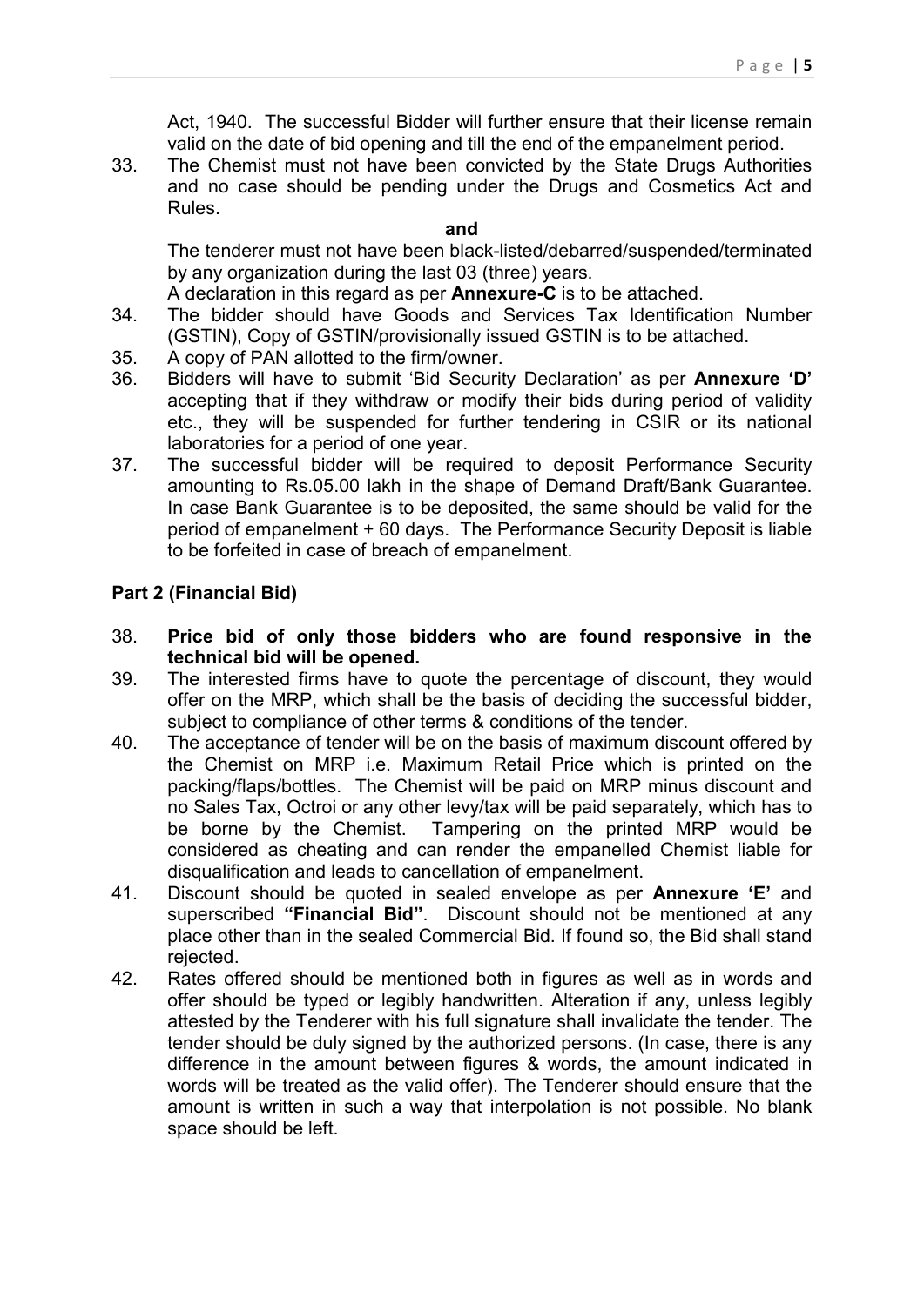Act, 1940. The successful Bidder will further ensure that their license remain valid on the date of bid opening and till the end of the empanelment period.

33. The Chemist must not have been convicted by the State Drugs Authorities and no case should be pending under the Drugs and Cosmetics Act and Rules.

    **and**

    The tenderer must not have been black-listed/debarred/suspended/terminated by any organization during the last 03 (three) years.

    A declaration in this regard as per **Annexure-C** is to be attached.

34. The bidder should have Goods and Services Tax Identification Number (GSTIN), Copy of GSTIN/provisionally issued GSTIN is to be attached.
35. A copy of PAN allotted to the firm/owner.
36. Bidders will have to submit 'Bid Security Declaration' as per **Annexure 'D'** accepting that if they withdraw or modify their bids during period of validity etc., they will be suspended for further tendering in CSIR or its national laboratories for a period of one year.
37. The successful bidder will be required to deposit Performance Security amounting to Rs.05.00 lakh in the shape of Demand Draft/Bank Guarantee. In case Bank Guarantee is to be deposited, the same should be valid for the period of empanelment + 60 days. The Performance Security Deposit is liable to be forfeited in case of breach of empanelment.

**Part 2 (Financial Bid)**

38. **Price bid of only those bidders who are found responsive in the technical bid will be opened.**
39. The interested firms have to quote the percentage of discount, they would offer on the MRP, which shall be the basis of deciding the successful bidder, subject to compliance of other terms & conditions of the tender.
40. The acceptance of tender will be on the basis of maximum discount offered by the Chemist on MRP i.e. Maximum Retail Price which is printed on the packing/flaps/bottles. The Chemist will be paid on MRP minus discount and no Sales Tax, Octroi or any other levy/tax will be paid separately, which has to be borne by the Chemist. Tampering on the printed MRP would be considered as cheating and can render the empanelled Chemist liable for disqualification and leads to cancellation of empanelment.
41. Discount should be quoted in sealed envelope as per **Annexure 'E'** and superscribed **"Financial Bid"**. Discount should not be mentioned at any place other than in the sealed Commercial Bid. If found so, the Bid shall stand rejected.
42. Rates offered should be mentioned both in figures as well as in words and offer should be typed or legibly handwritten. Alteration if any, unless legibly attested by the Tenderer with his full signature shall invalidate the tender. The tender should be duly signed by the authorized persons. (In case, there is any difference in the amount between figures & words, the amount indicated in words will be treated as the valid offer). The Tenderer should ensure that the amount is written in such a way that interpolation is not possible. No blank space should be left.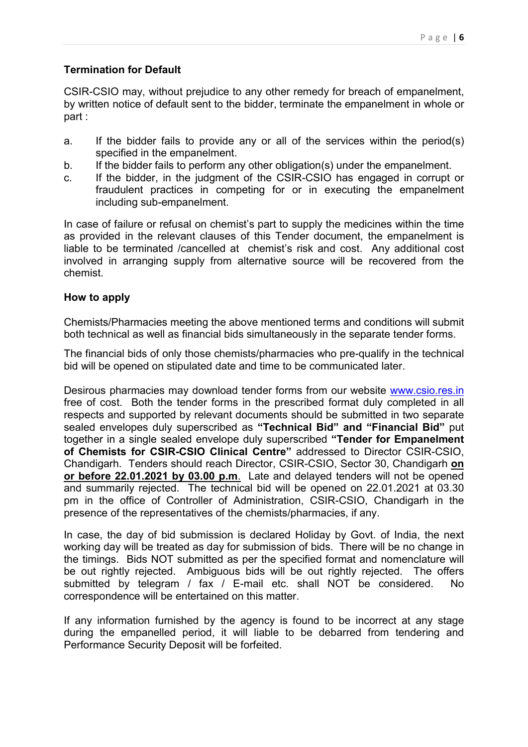**Termination for Default**

CSIR-CSIO may, without prejudice to any other remedy for breach of empanelment, by written notice of default sent to the bidder, terminate the empanelment in whole or part :

a. If the bidder fails to provide any or all of the services within the period(s) specified in the empanelment.
b. If the bidder fails to perform any other obligation(s) under the empanelment.
c. If the bidder, in the judgment of the CSIR-CSIO has engaged in corrupt or fraudulent practices in competing for or in executing the empanelment including sub-empanelment.

In case of failure or refusal on chemist's part to supply the medicines within the time as provided in the relevant clauses of this Tender document, the empanelment is liable to be terminated /cancelled at chemist's risk and cost. Any additional cost involved in arranging supply from alternative source will be recovered from the chemist.

**How to apply**

Chemists/Pharmacies meeting the above mentioned terms and conditions will submit both technical as well as financial bids simultaneously in the separate tender forms.

The financial bids of only those chemists/pharmacies who pre-qualify in the technical bid will be opened on stipulated date and time to be communicated later.

Desirous pharmacies may download tender forms from our website www.csio.res.in free of cost. Both the tender forms in the prescribed format duly completed in all respects and supported by relevant documents should be submitted in two separate sealed envelopes duly superscribed as **"Technical Bid" and "Financial Bid"** put together in a single sealed envelope duly superscribed **"Tender for Empanelment of Chemists for CSIR-CSIO Clinical Centre"** addressed to Director CSIR-CSIO, Chandigarh. Tenders should reach Director, CSIR-CSIO, Sector 30, Chandigarh **on or before 22.01.2021 by 03.00 p.m**. Late and delayed tenders will not be opened and summarily rejected. The technical bid will be opened on 22.01.2021 at 03.30 pm in the office of Controller of Administration, CSIR-CSIO, Chandigarh in the presence of the representatives of the chemists/pharmacies, if any.

In case, the day of bid submission is declared Holiday by Govt. of India, the next working day will be treated as day for submission of bids. There will be no change in the timings. Bids NOT submitted as per the specified format and nomenclature will be out rightly rejected. Ambiguous bids will be out rightly rejected. The offers submitted by telegram / fax / E-mail etc. shall NOT be considered. No correspondence will be entertained on this matter.

If any information furnished by the agency is found to be incorrect at any stage during the empanelled period, it will liable to be debarred from tendering and Performance Security Deposit will be forfeited.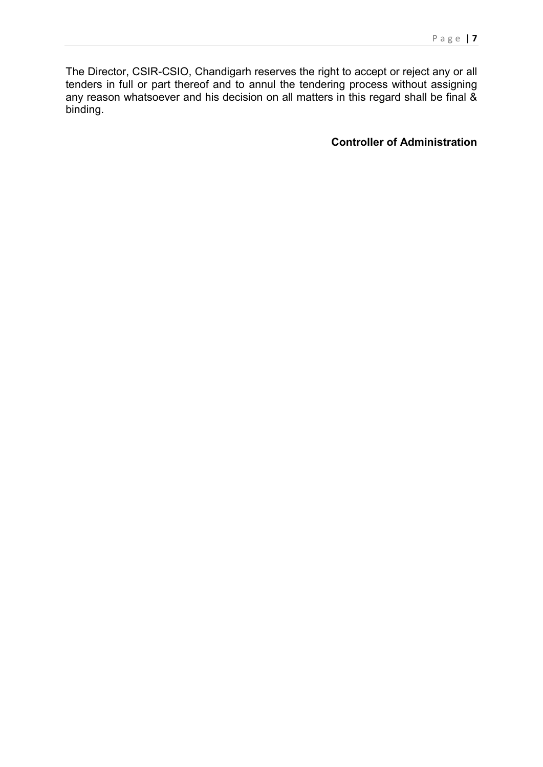The Director, CSIR-CSIO, Chandigarh reserves the right to accept or reject any or all tenders in full or part thereof and to annul the tendering process without assigning any reason whatsoever and his decision on all matters in this regard shall be final & binding.

**Controller of Administration**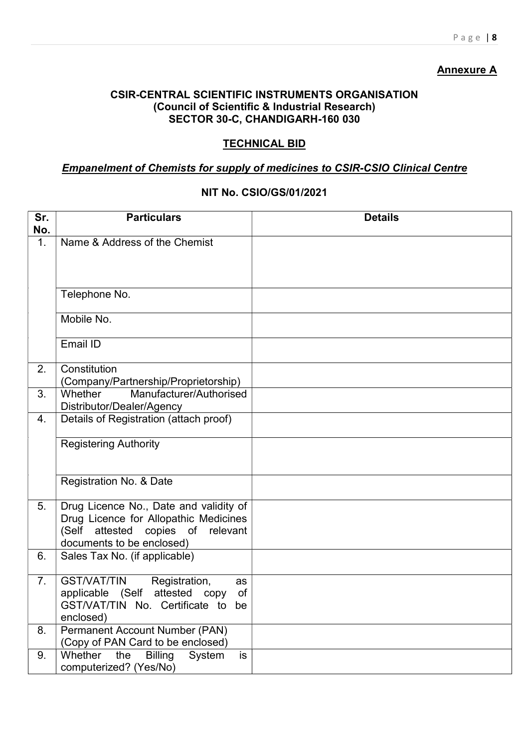**Annexure A**

**CSIR-CENTRAL SCIENTIFIC INSTRUMENTS ORGANISATION**
**(Council of Scientific & Industrial Research)**
**SECTOR 30-C, CHANDIGARH-160 030**

**TECHNICAL BID**

***Empanelment of Chemists for supply of medicines to CSIR-CSIO Clinical Centre***

**NIT No. CSIO/GS/01/2021**

| Sr. No. | Particulars | Details |
|---|---|---|
| 1. | Name & Address of the Chemist | |
| | Telephone No. | |
| | Mobile No. | |
| | Email ID | |
| 2. | Constitution (Company/Partnership/Proprietorship) | |
| 3. | Whether Manufacturer/Authorised Distributor/Dealer/Agency | |
| 4. | Details of Registration (attach proof) | |
| | Registering Authority | |
| | Registration No. & Date | |
| 5. | Drug Licence No., Date and validity of Drug Licence for Allopathic Medicines (Self attested copies of relevant documents to be enclosed) | |
| 6. | Sales Tax No. (if applicable) | |
| 7. | GST/VAT/TIN Registration, as applicable (Self attested copy of GST/VAT/TIN No. Certificate to be enclosed) | |
| 8. | Permanent Account Number (PAN) (Copy of PAN Card to be enclosed) | |
| 9. | Whether the Billing System is computerized? (Yes/No) | |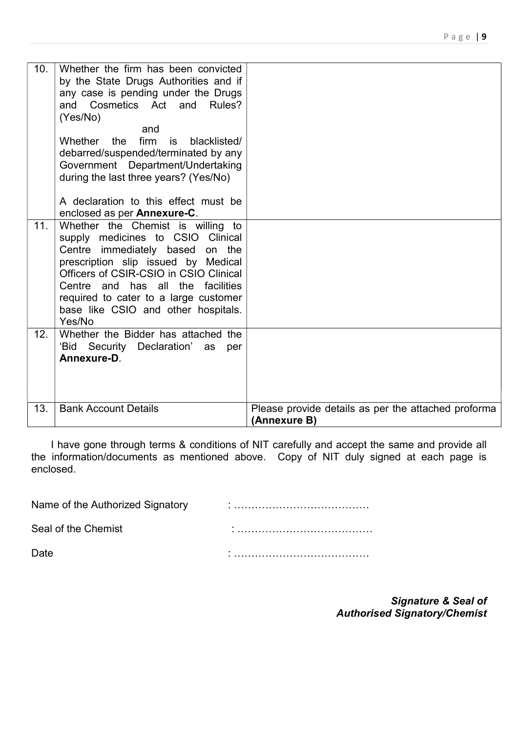| 10. | Whether the firm has been convicted by the State Drugs Authorities and if any case is pending under the Drugs and Cosmetics Act and Rules? (Yes/No)<br>and<br>Whether the firm is blacklisted/ debarred/suspended/terminated by any Government Department/Undertaking during the last three years? (Yes/No)<br><br>A declaration to this effect must be enclosed as per **Annexure-C**. | |
|---|---|---|
| 11. | Whether the Chemist is willing to supply medicines to CSIO Clinical Centre immediately based on the prescription slip issued by Medical Officers of CSIR-CSIO in CSIO Clinical Centre and has all the facilities required to cater to a large customer base like CSIO and other hospitals. Yes/No | |
| 12. | Whether the Bidder has attached the 'Bid Security Declaration' as per **Annexure-D**. | |
| 13. | Bank Account Details | Please provide details as per the attached proforma **(Annexure B)** |

I have gone through terms & conditions of NIT carefully and accept the same and provide all the information/documents as mentioned above. Copy of NIT duly signed at each page is enclosed.

Name of the Authorized Signatory : …………………………………

Seal of the Chemist : …………………………………

Date : …………………………………

***Signature & Seal of***
***Authorised Signatory/Chemist***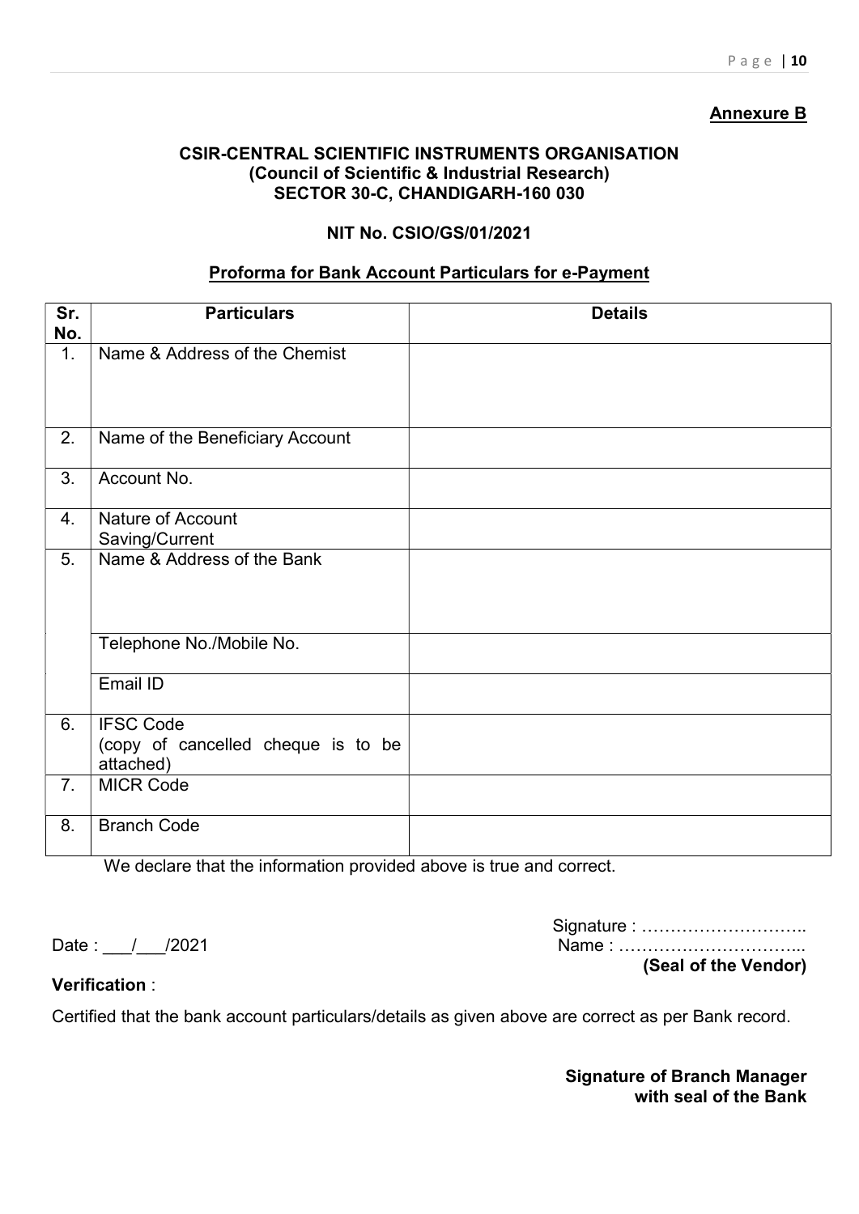**Annexure B**

**CSIR-CENTRAL SCIENTIFIC INSTRUMENTS ORGANISATION**
**(Council of Scientific & Industrial Research)**
**SECTOR 30-C, CHANDIGARH-160 030**

**NIT No. CSIO/GS/01/2021**

**Proforma for Bank Account Particulars for e-Payment**

| Sr. No. | Particulars | Details |
|---|---|---|
| 1. | Name & Address of the Chemist | |
| 2. | Name of the Beneficiary Account | |
| 3. | Account No. | |
| 4. | Nature of Account Saving/Current | |
| 5. | Name & Address of the Bank | |
| | Telephone No./Mobile No. | |
| | Email ID | |
| 6. | IFSC Code (copy of cancelled cheque is to be attached) | |
| 7. | MICR Code | |
| 8. | Branch Code | |

We declare that the information provided above is true and correct.

Signature : ………………………..

Date : ___/___/2021

Name : …………………………...

**(Seal of the Vendor)**

**Verification** :

Certified that the bank account particulars/details as given above are correct as per Bank record.

**Signature of Branch Manager with seal of the Bank**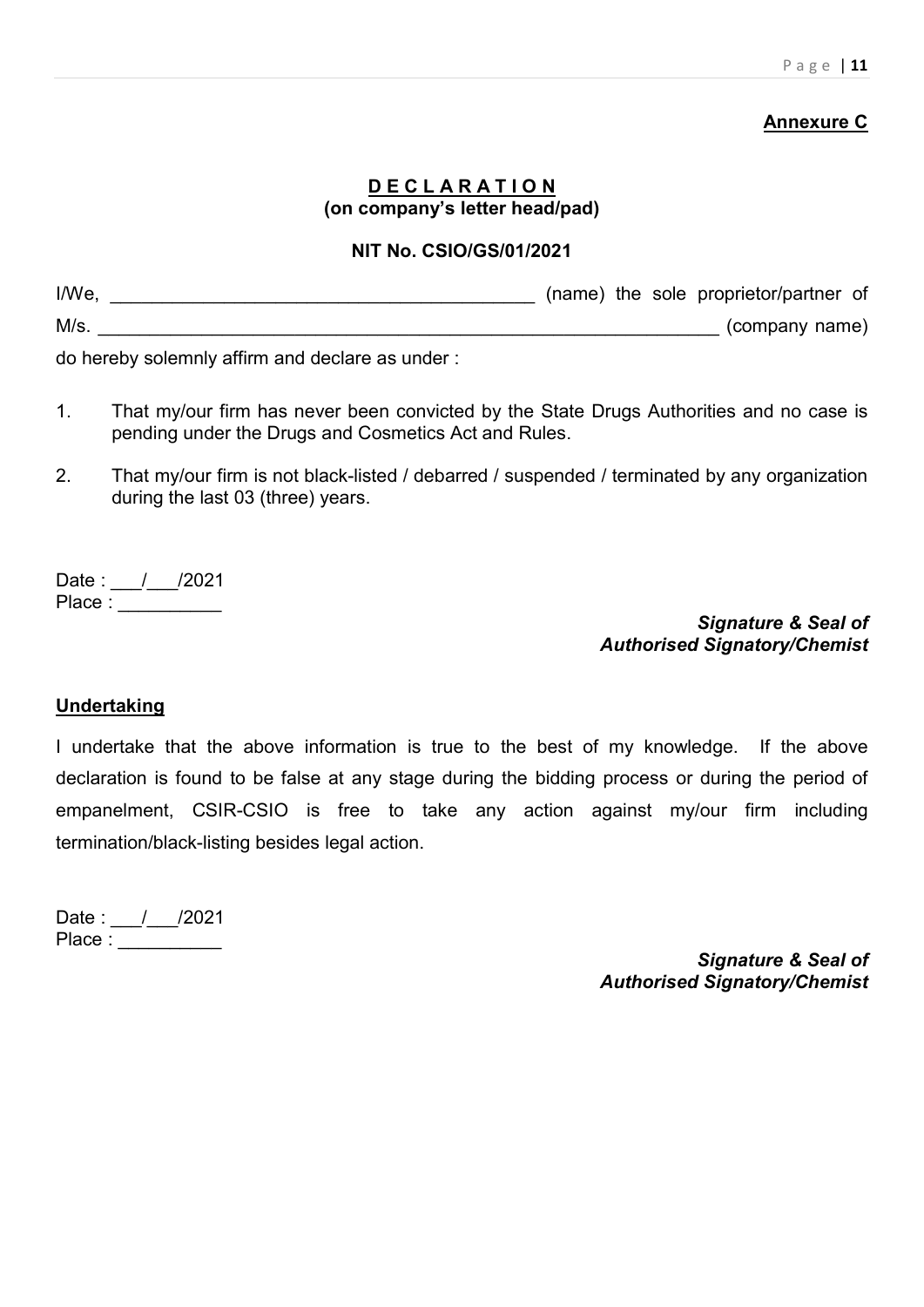**Annexure C**

**DECLARATION**
**(on company's letter head/pad)**

**NIT No. CSIO/GS/01/2021**

I/We, ________________________________________ (name) the sole proprietor/partner of M/s. ____________________________________________________________ (company name) do hereby solemnly affirm and declare as under :

1. That my/our firm has never been convicted by the State Drugs Authorities and no case is pending under the Drugs and Cosmetics Act and Rules.
2. That my/our firm is not black-listed / debarred / suspended / terminated by any organization during the last 03 (three) years.

Date : ___/___/2021
Place : __________

*Signature & Seal of*
*Authorised Signatory/Chemist*

**Undertaking**

I undertake that the above information is true to the best of my knowledge. If the above declaration is found to be false at any stage during the bidding process or during the period of empanelment, CSIR-CSIO is free to take any action against my/our firm including termination/black-listing besides legal action.

Date : ___/___/2021
Place : __________

*Signature & Seal of*
*Authorised Signatory/Chemist*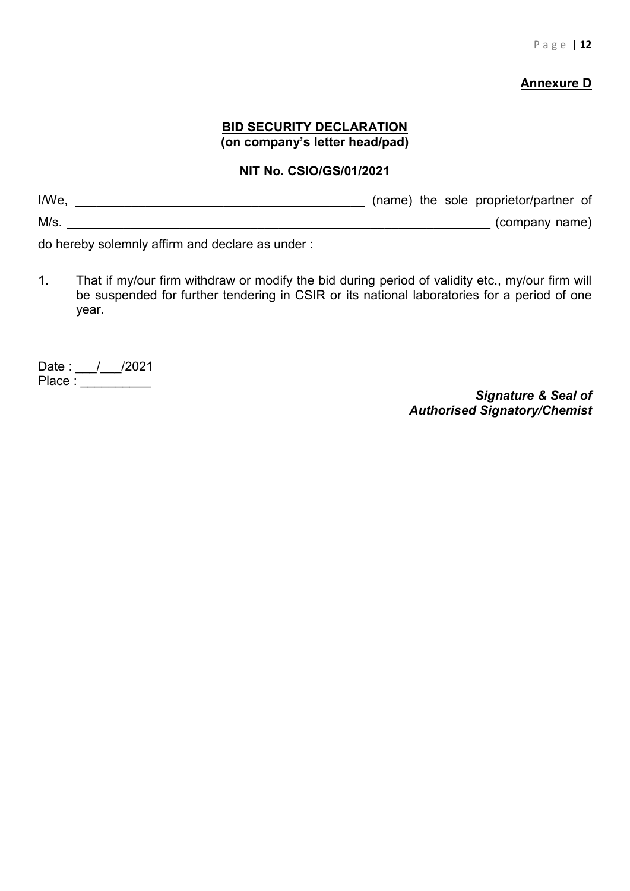**<u>Annexure D</u>**

**<u>BID SECURITY DECLARATION</u>**
**(on company's letter head/pad)**

**NIT No. CSIO/GS/01/2021**

I/We, ________________________________________ (name) the sole proprietor/partner of M/s. ______________________________________________________________ (company name) do hereby solemnly affirm and declare as under :

1. That if my/our firm withdraw or modify the bid during period of validity etc., my/our firm will be suspended for further tendering in CSIR or its national laboratories for a period of one year.

Date : ___/___/2021
Place : __________

***Signature & Seal of***
***Authorised Signatory/Chemist***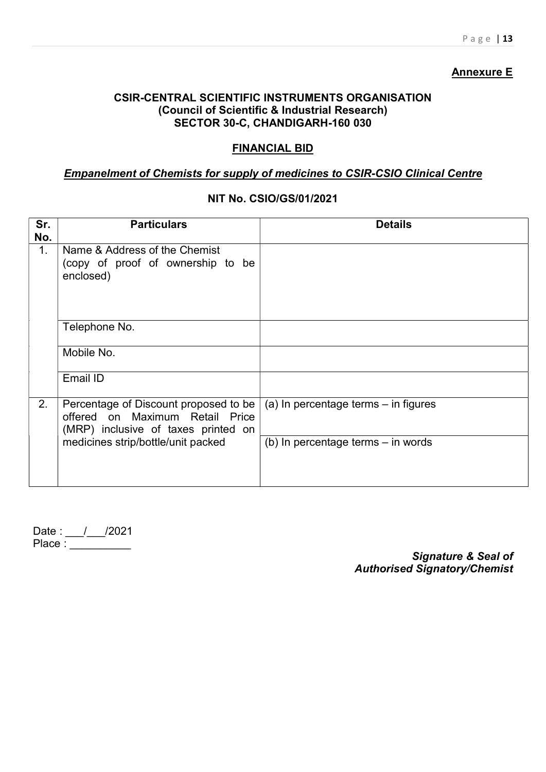**Annexure E**

**CSIR-CENTRAL SCIENTIFIC INSTRUMENTS ORGANISATION**
**(Council of Scientific & Industrial Research)**
**SECTOR 30-C, CHANDIGARH-160 030**

**FINANCIAL BID**

***Empanelment of Chemists for supply of medicines to CSIR-CSIO Clinical Centre***

**NIT No. CSIO/GS/01/2021**

| Sr. No. | Particulars | Details |
|---|---|---|
| 1. | Name & Address of the Chemist (copy of proof of ownership to be enclosed) | |
| | Telephone No. | |
| | Mobile No. | |
| | Email ID | |
| 2. | Percentage of Discount proposed to be offered on Maximum Retail Price (MRP) inclusive of taxes printed on medicines strip/bottle/unit packed | (a) In percentage terms – in figures |
| | | (b) In percentage terms – in words |

Date : ___/___/2021
Place : __________

***Signature & Seal of Authorised Signatory/Chemist***